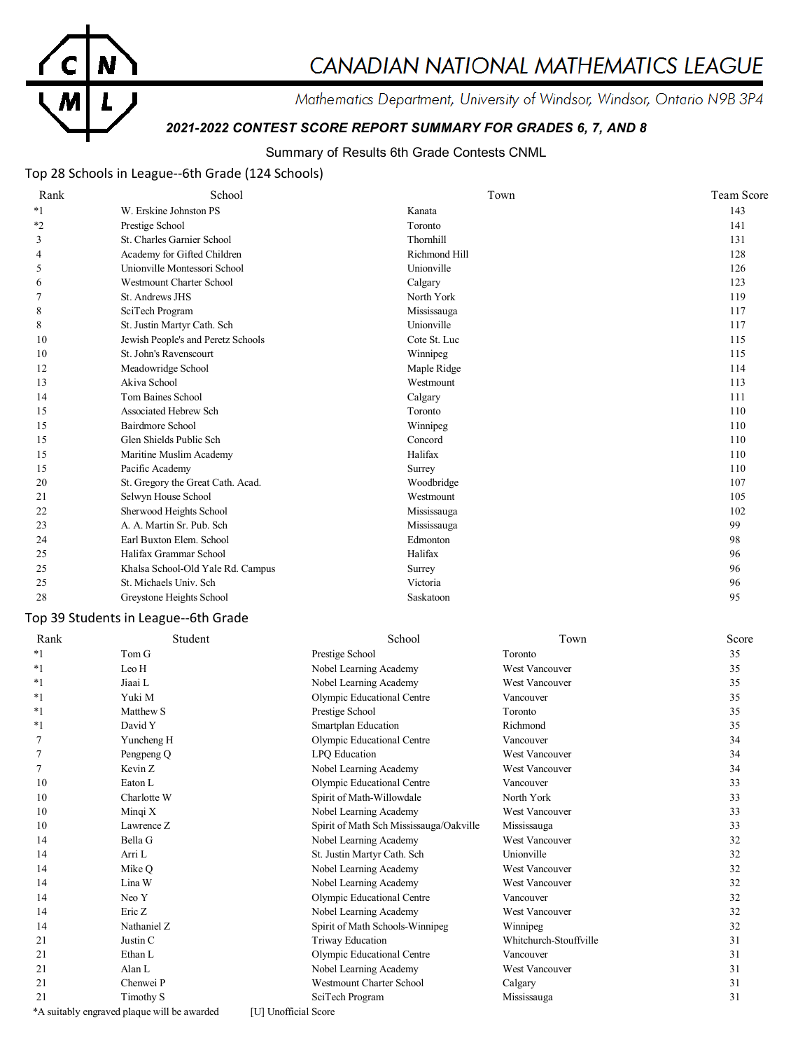# CANADIAN NATIONAL MATHEMATICS LEAGUE

*Mathematics Department, University of Windsor, Windsor, Ontario N9B 3P4*

***2021-2022 CONTEST SCORE REPORT SUMMARY FOR GRADES 6, 7, AND 8***

Summary of Results 6th Grade Contests CNML

## Top 28 Schools in League--6th Grade (124 Schools)

| Rank | School | Town | Team Score |
|---|---|---|---|
| *1 | W. Erskine Johnston PS | Kanata | 143 |
| *2 | Prestige School | Toronto | 141 |
| 3 | St. Charles Garnier School | Thornhill | 131 |
| 4 | Academy for Gifted Children | Richmond Hill | 128 |
| 5 | Unionville Montessori School | Unionville | 126 |
| 6 | Westmount Charter School | Calgary | 123 |
| 7 | St. Andrews JHS | North York | 119 |
| 8 | SciTech Program | Mississauga | 117 |
| 8 | St. Justin Martyr Cath. Sch | Unionville | 117 |
| 10 | Jewish People's and Peretz Schools | Cote St. Luc | 115 |
| 10 | St. John's Ravenscourt | Winnipeg | 115 |
| 12 | Meadowridge School | Maple Ridge | 114 |
| 13 | Akiva School | Westmount | 113 |
| 14 | Tom Baines School | Calgary | 111 |
| 15 | Associated Hebrew Sch | Toronto | 110 |
| 15 | Bairdmore School | Winnipeg | 110 |
| 15 | Glen Shields Public Sch | Concord | 110 |
| 15 | Maritime Muslim Academy | Halifax | 110 |
| 15 | Pacific Academy | Surrey | 110 |
| 20 | St. Gregory the Great Cath. Acad. | Woodbridge | 107 |
| 21 | Selwyn House School | Westmount | 105 |
| 22 | Sherwood Heights School | Mississauga | 102 |
| 23 | A. A. Martin Sr. Pub. Sch | Mississauga | 99 |
| 24 | Earl Buxton Elem. School | Edmonton | 98 |
| 25 | Halifax Grammar School | Halifax | 96 |
| 25 | Khalsa School-Old Yale Rd. Campus | Surrey | 96 |
| 25 | St. Michaels Univ. Sch | Victoria | 96 |
| 28 | Greystone Heights School | Saskatoon | 95 |

## Top 39 Students in League--6th Grade

| Rank | Student | School | Town | Score |
|---|---|---|---|---|
| *1 | Tom G | Prestige School | Toronto | 35 |
| *1 | Leo H | Nobel Learning Academy | West Vancouver | 35 |
| *1 | Jiaai L | Nobel Learning Academy | West Vancouver | 35 |
| *1 | Yuki M | Olympic Educational Centre | Vancouver | 35 |
| *1 | Matthew S | Prestige School | Toronto | 35 |
| *1 | David Y | Smartplan Education | Richmond | 35 |
| 7 | Yuncheng H | Olympic Educational Centre | Vancouver | 34 |
| 7 | Pengpeng Q | LPQ Education | West Vancouver | 34 |
| 7 | Kevin Z | Nobel Learning Academy | West Vancouver | 34 |
| 10 | Eaton L | Olympic Educational Centre | Vancouver | 33 |
| 10 | Charlotte W | Spirit of Math-Willowdale | North York | 33 |
| 10 | Minqi X | Nobel Learning Academy | West Vancouver | 33 |
| 10 | Lawrence Z | Spirit of Math Sch Mississauga/Oakville | Mississauga | 33 |
| 14 | Bella G | Nobel Learning Academy | West Vancouver | 32 |
| 14 | Arri L | St. Justin Martyr Cath. Sch | Unionville | 32 |
| 14 | Mike Q | Nobel Learning Academy | West Vancouver | 32 |
| 14 | Lina W | Nobel Learning Academy | West Vancouver | 32 |
| 14 | Neo Y | Olympic Educational Centre | Vancouver | 32 |
| 14 | Eric Z | Nobel Learning Academy | West Vancouver | 32 |
| 14 | Nathaniel Z | Spirit of Math Schools-Winnipeg | Winnipeg | 32 |
| 21 | Justin C | Triway Education | Whitchurch-Stouffville | 31 |
| 21 | Ethan L | Olympic Educational Centre | Vancouver | 31 |
| 21 | Alan L | Nobel Learning Academy | West Vancouver | 31 |
| 21 | Chenwei P | Westmount Charter School | Calgary | 31 |
| 21 | Timothy S | SciTech Program | Mississauga | 31 |

*A suitably engraved plaque will be awarded [U] Unofficial Score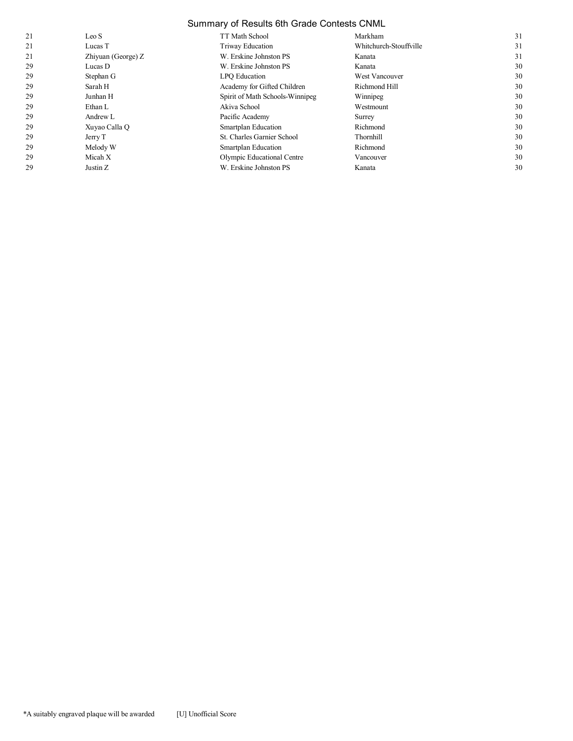# Summary of Results 6th Grade Contests CNML

| | | | | |
|---|---|---|---|---|
| 21 | Leo S | TT Math School | Markham | 31 |
| 21 | Lucas T | Triway Education | Whitchurch-Stouffville | 31 |
| 21 | Zhiyuan (George) Z | W. Erskine Johnston PS | Kanata | 31 |
| 29 | Lucas D | W. Erskine Johnston PS | Kanata | 30 |
| 29 | Stephan G | LPQ Education | West Vancouver | 30 |
| 29 | Sarah H | Academy for Gifted Children | Richmond Hill | 30 |
| 29 | Junhan H | Spirit of Math Schools-Winnipeg | Winnipeg | 30 |
| 29 | Ethan L | Akiva School | Westmount | 30 |
| 29 | Andrew L | Pacific Academy | Surrey | 30 |
| 29 | Xuyao Calla Q | Smartplan Education | Richmond | 30 |
| 29 | Jerry T | St. Charles Garnier School | Thornhill | 30 |
| 29 | Melody W | Smartplan Education | Richmond | 30 |
| 29 | Micah X | Olympic Educational Centre | Vancouver | 30 |
| 29 | Justin Z | W. Erskine Johnston PS | Kanata | 30 |

*A suitably engraved plaque will be awarded [U] Unofficial Score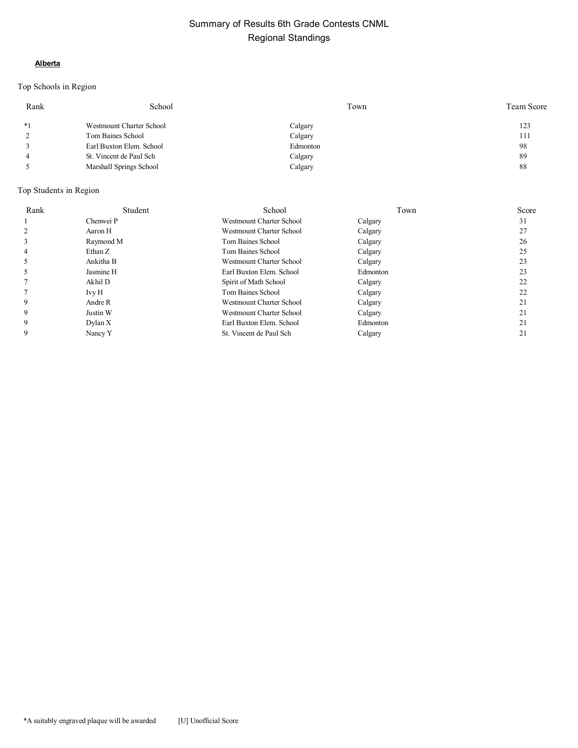# Summary of Results 6th Grade Contests CNML
## Regional Standings

**Alberta**

### Top Schools in Region

| Rank | School | Town | Team Score |
|---|---|---|---|
| *1 | Westmount Charter School | Calgary | 123 |
| 2 | Tom Baines School | Calgary | 111 |
| 3 | Earl Buxton Elem. School | Edmonton | 98 |
| 4 | St. Vincent de Paul Sch | Calgary | 89 |
| 5 | Marshall Springs School | Calgary | 88 |

### Top Students in Region

| Rank | Student | School | Town | Score |
|---|---|---|---|---|
| 1 | Chenwei P | Westmount Charter School | Calgary | 31 |
| 2 | Aaron H | Westmount Charter School | Calgary | 27 |
| 3 | Raymond M | Tom Baines School | Calgary | 26 |
| 4 | Ethan Z | Tom Baines School | Calgary | 25 |
| 5 | Ankitha B | Westmount Charter School | Calgary | 23 |
| 5 | Jasmine H | Earl Buxton Elem. School | Edmonton | 23 |
| 7 | Akhil D | Spirit of Math School | Calgary | 22 |
| 7 | Ivy H | Tom Baines School | Calgary | 22 |
| 9 | Andre R | Westmount Charter School | Calgary | 21 |
| 9 | Justin W | Westmount Charter School | Calgary | 21 |
| 9 | Dylan X | Earl Buxton Elem. School | Edmonton | 21 |
| 9 | Nancy Y | St. Vincent de Paul Sch | Calgary | 21 |

*A suitably engraved plaque will be awarded    [U] Unofficial Score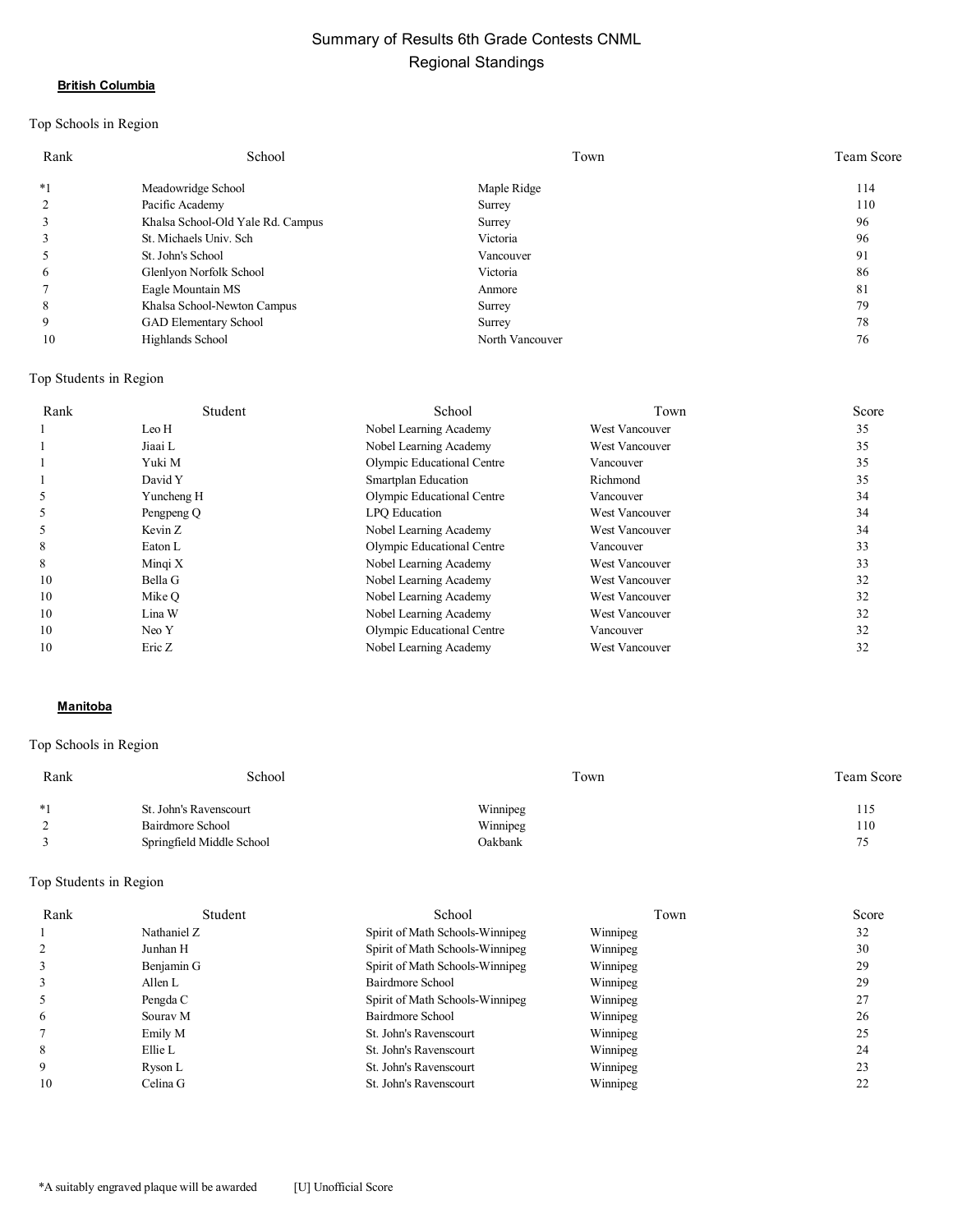# Summary of Results 6th Grade Contests CNML

## Regional Standings

### British Columbia

Top Schools in Region

| Rank | School | Town | Team Score |
|---|---|---|---|
| *1 | Meadowridge School | Maple Ridge | 114 |
| 2 | Pacific Academy | Surrey | 110 |
| 3 | Khalsa School-Old Yale Rd. Campus | Surrey | 96 |
| 3 | St. Michaels Univ. Sch | Victoria | 96 |
| 5 | St. John's School | Vancouver | 91 |
| 6 | Glenlyon Norfolk School | Victoria | 86 |
| 7 | Eagle Mountain MS | Anmore | 81 |
| 8 | Khalsa School-Newton Campus | Surrey | 79 |
| 9 | GAD Elementary School | Surrey | 78 |
| 10 | Highlands School | North Vancouver | 76 |

Top Students in Region

| Rank | Student | School | Town | Score |
|---|---|---|---|---|
| 1 | Leo H | Nobel Learning Academy | West Vancouver | 35 |
| 1 | Jiaai L | Nobel Learning Academy | West Vancouver | 35 |
| 1 | Yuki M | Olympic Educational Centre | Vancouver | 35 |
| 1 | David Y | Smartplan Education | Richmond | 35 |
| 5 | Yuncheng H | Olympic Educational Centre | Vancouver | 34 |
| 5 | Pengpeng Q | LPQ Education | West Vancouver | 34 |
| 5 | Kevin Z | Nobel Learning Academy | West Vancouver | 34 |
| 8 | Eaton L | Olympic Educational Centre | Vancouver | 33 |
| 8 | Minqi X | Nobel Learning Academy | West Vancouver | 33 |
| 10 | Bella G | Nobel Learning Academy | West Vancouver | 32 |
| 10 | Mike Q | Nobel Learning Academy | West Vancouver | 32 |
| 10 | Lina W | Nobel Learning Academy | West Vancouver | 32 |
| 10 | Neo Y | Olympic Educational Centre | Vancouver | 32 |
| 10 | Eric Z | Nobel Learning Academy | West Vancouver | 32 |

### Manitoba

Top Schools in Region

| Rank | School | Town | Team Score |
|---|---|---|---|
| *1 | St. John's Ravenscourt | Winnipeg | 115 |
| 2 | Bairdmore School | Winnipeg | 110 |
| 3 | Springfield Middle School | Oakbank | 75 |

Top Students in Region

| Rank | Student | School | Town | Score |
|---|---|---|---|---|
| 1 | Nathaniel Z | Spirit of Math Schools-Winnipeg | Winnipeg | 32 |
| 2 | Junhan H | Spirit of Math Schools-Winnipeg | Winnipeg | 30 |
| 3 | Benjamin G | Spirit of Math Schools-Winnipeg | Winnipeg | 29 |
| 3 | Allen L | Bairdmore School | Winnipeg | 29 |
| 5 | Pengda C | Spirit of Math Schools-Winnipeg | Winnipeg | 27 |
| 6 | Sourav M | Bairdmore School | Winnipeg | 26 |
| 7 | Emily M | St. John's Ravenscourt | Winnipeg | 25 |
| 8 | Ellie L | St. John's Ravenscourt | Winnipeg | 24 |
| 9 | Ryson L | St. John's Ravenscourt | Winnipeg | 23 |
| 10 | Celina G | St. John's Ravenscourt | Winnipeg | 22 |

*A suitably engraved plaque will be awarded     [U] Unofficial Score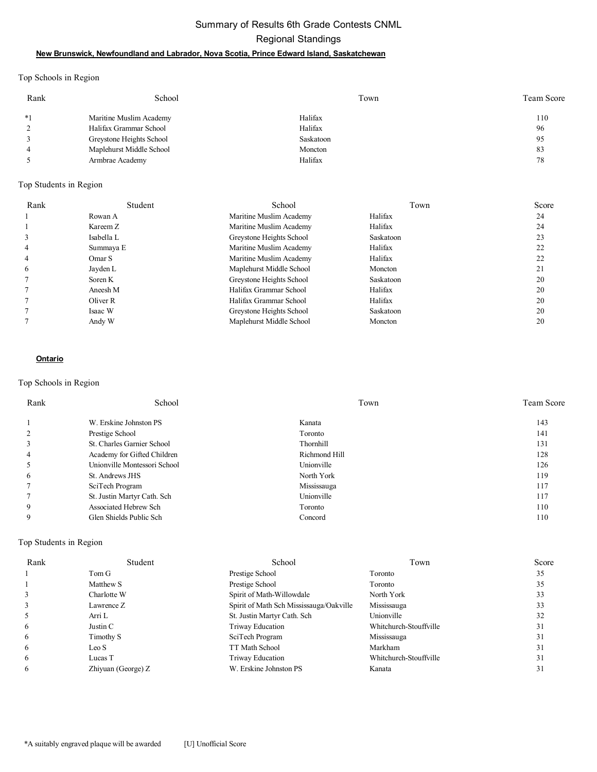# Summary of Results 6th Grade Contests CNML

## Regional Standings

### New Brunswick, Newfoundland and Labrador, Nova Scotia, Prince Edward Island, Saskatchewan

Top Schools in Region

| Rank | School | Town | Team Score |
|---|---|---|---|
| *1 | Maritine Muslim Academy | Halifax | 110 |
| 2 | Halifax Grammar School | Halifax | 96 |
| 3 | Greystone Heights School | Saskatoon | 95 |
| 4 | Maplehurst Middle School | Moncton | 83 |
| 5 | Armbrae Academy | Halifax | 78 |

Top Students in Region

| Rank | Student | School | Town | Score |
|---|---|---|---|---|
| 1 | Rowan A | Maritine Muslim Academy | Halifax | 24 |
| 1 | Kareem Z | Maritine Muslim Academy | Halifax | 24 |
| 3 | Isabella L | Greystone Heights School | Saskatoon | 23 |
| 4 | Summaya E | Maritine Muslim Academy | Halifax | 22 |
| 4 | Omar S | Maritine Muslim Academy | Halifax | 22 |
| 6 | Jayden L | Maplehurst Middle School | Moncton | 21 |
| 7 | Soren K | Greystone Heights School | Saskatoon | 20 |
| 7 | Aneesh M | Halifax Grammar School | Halifax | 20 |
| 7 | Oliver R | Halifax Grammar School | Halifax | 20 |
| 7 | Isaac W | Greystone Heights School | Saskatoon | 20 |
| 7 | Andy W | Maplehurst Middle School | Moncton | 20 |

### Ontario

Top Schools in Region

| Rank | School | Town | Team Score |
|---|---|---|---|
| 1 | W. Erskine Johnston PS | Kanata | 143 |
| 2 | Prestige School | Toronto | 141 |
| 3 | St. Charles Garnier School | Thornhill | 131 |
| 4 | Academy for Gifted Children | Richmond Hill | 128 |
| 5 | Unionville Montessori School | Unionville | 126 |
| 6 | St. Andrews JHS | North York | 119 |
| 7 | SciTech Program | Mississauga | 117 |
| 7 | St. Justin Martyr Cath. Sch | Unionville | 117 |
| 9 | Associated Hebrew Sch | Toronto | 110 |
| 9 | Glen Shields Public Sch | Concord | 110 |

Top Students in Region

| Rank | Student | School | Town | Score |
|---|---|---|---|---|
| 1 | Tom G | Prestige School | Toronto | 35 |
| 1 | Matthew S | Prestige School | Toronto | 35 |
| 3 | Charlotte W | Spirit of Math-Willowdale | North York | 33 |
| 3 | Lawrence Z | Spirit of Math Sch Mississauga/Oakville | Mississauga | 33 |
| 5 | Arri L | St. Justin Martyr Cath. Sch | Unionville | 32 |
| 6 | Justin C | Triway Education | Whitchurch-Stouffville | 31 |
| 6 | Timothy S | SciTech Program | Mississauga | 31 |
| 6 | Leo S | TT Math School | Markham | 31 |
| 6 | Lucas T | Triway Education | Whitchurch-Stouffville | 31 |
| 6 | Zhiyuan (George) Z | W. Erskine Johnston PS | Kanata | 31 |

*A suitably engraved plaque will be awarded [U] Unofficial Score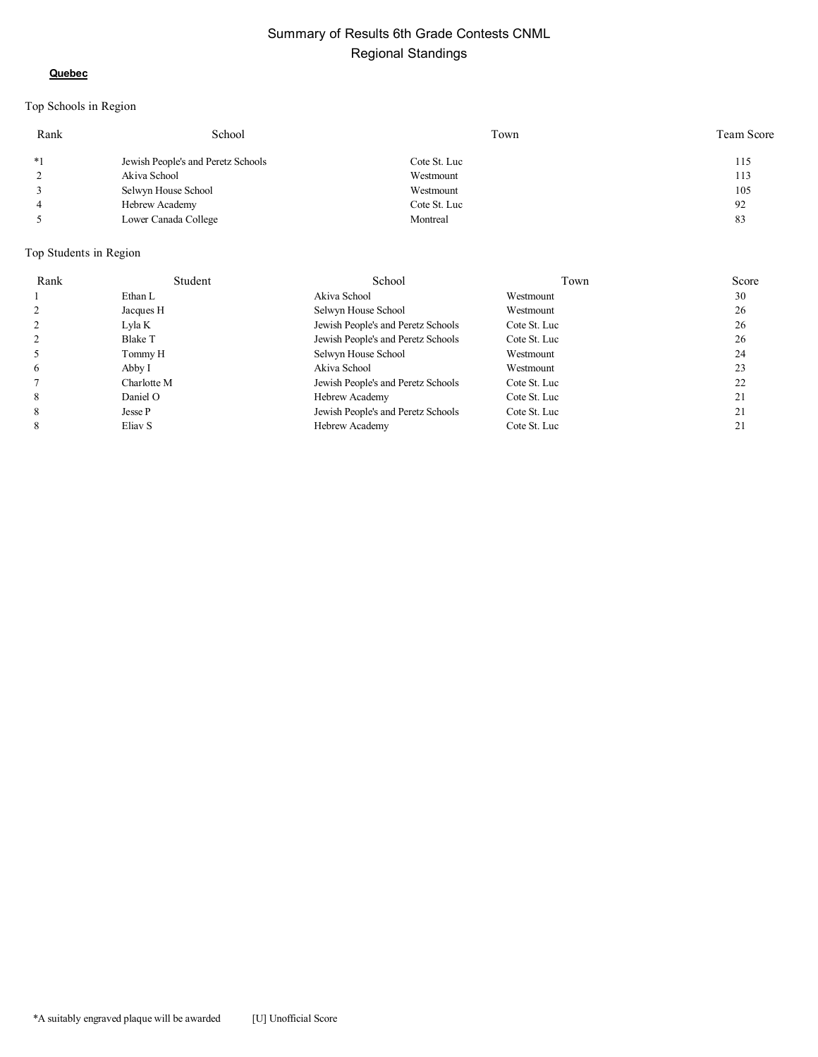# Summary of Results 6th Grade Contests CNML
## Regional Standings

**Quebec**

Top Schools in Region

| Rank | School | Town | Team Score |
|---|---|---|---|
| *1 | Jewish People's and Peretz Schools | Cote St. Luc | 115 |
| 2 | Akiva School | Westmount | 113 |
| 3 | Selwyn House School | Westmount | 105 |
| 4 | Hebrew Academy | Cote St. Luc | 92 |
| 5 | Lower Canada College | Montreal | 83 |

Top Students in Region

| Rank | Student | School | Town | Score |
|---|---|---|---|---|
| 1 | Ethan L | Akiva School | Westmount | 30 |
| 2 | Jacques H | Selwyn House School | Westmount | 26 |
| 2 | Lyla K | Jewish People's and Peretz Schools | Cote St. Luc | 26 |
| 2 | Blake T | Jewish People's and Peretz Schools | Cote St. Luc | 26 |
| 5 | Tommy H | Selwyn House School | Westmount | 24 |
| 6 | Abby I | Akiva School | Westmount | 23 |
| 7 | Charlotte M | Jewish People's and Peretz Schools | Cote St. Luc | 22 |
| 8 | Daniel O | Hebrew Academy | Cote St. Luc | 21 |
| 8 | Jesse P | Jewish People's and Peretz Schools | Cote St. Luc | 21 |
| 8 | Eliav S | Hebrew Academy | Cote St. Luc | 21 |

*A suitably engraved plaque will be awarded [U] Unofficial Score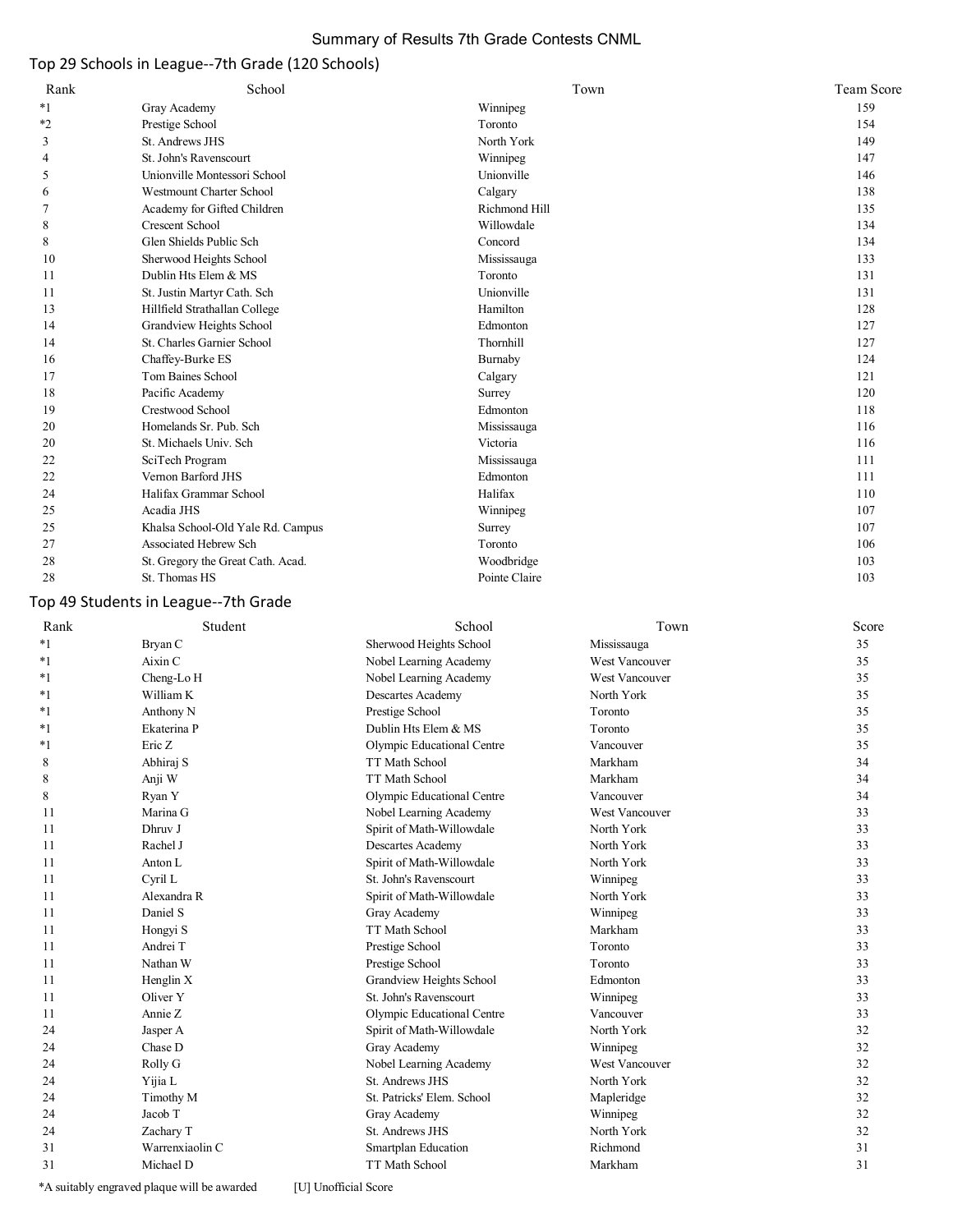# Summary of Results 7th Grade Contests CNML

## Top 29 Schools in League--7th Grade (120 Schools)

| Rank | School | Town | Team Score |
|---|---|---|---|
| *1 | Gray Academy | Winnipeg | 159 |
| *2 | Prestige School | Toronto | 154 |
| 3 | St. Andrews JHS | North York | 149 |
| 4 | St. John's Ravenscourt | Winnipeg | 147 |
| 5 | Unionville Montessori School | Unionville | 146 |
| 6 | Westmount Charter School | Calgary | 138 |
| 7 | Academy for Gifted Children | Richmond Hill | 135 |
| 8 | Crescent School | Willowdale | 134 |
| 8 | Glen Shields Public Sch | Concord | 134 |
| 10 | Sherwood Heights School | Mississauga | 133 |
| 11 | Dublin Hts Elem & MS | Toronto | 131 |
| 11 | St. Justin Martyr Cath. Sch | Unionville | 131 |
| 13 | Hillfield Strathallan College | Hamilton | 128 |
| 14 | Grandview Heights School | Edmonton | 127 |
| 14 | St. Charles Garnier School | Thornhill | 127 |
| 16 | Chaffey-Burke ES | Burnaby | 124 |
| 17 | Tom Baines School | Calgary | 121 |
| 18 | Pacific Academy | Surrey | 120 |
| 19 | Crestwood School | Edmonton | 118 |
| 20 | Homelands Sr. Pub. Sch | Mississauga | 116 |
| 20 | St. Michaels Univ. Sch | Victoria | 116 |
| 22 | SciTech Program | Mississauga | 111 |
| 22 | Vernon Barford JHS | Edmonton | 111 |
| 24 | Halifax Grammar School | Halifax | 110 |
| 25 | Acadia JHS | Winnipeg | 107 |
| 25 | Khalsa School-Old Yale Rd. Campus | Surrey | 107 |
| 27 | Associated Hebrew Sch | Toronto | 106 |
| 28 | St. Gregory the Great Cath. Acad. | Woodbridge | 103 |
| 28 | St. Thomas HS | Pointe Claire | 103 |

## Top 49 Students in League--7th Grade

| Rank | Student | School | Town | Score |
|---|---|---|---|---|
| *1 | Bryan C | Sherwood Heights School | Mississauga | 35 |
| *1 | Aixin C | Nobel Learning Academy | West Vancouver | 35 |
| *1 | Cheng-Lo H | Nobel Learning Academy | West Vancouver | 35 |
| *1 | William K | Descartes Academy | North York | 35 |
| *1 | Anthony N | Prestige School | Toronto | 35 |
| *1 | Ekaterina P | Dublin Hts Elem & MS | Toronto | 35 |
| *1 | Eric Z | Olympic Educational Centre | Vancouver | 35 |
| 8 | Abhiraj S | TT Math School | Markham | 34 |
| 8 | Anji W | TT Math School | Markham | 34 |
| 8 | Ryan Y | Olympic Educational Centre | Vancouver | 34 |
| 11 | Marina G | Nobel Learning Academy | West Vancouver | 33 |
| 11 | Dhruv J | Spirit of Math-Willowdale | North York | 33 |
| 11 | Rachel J | Descartes Academy | North York | 33 |
| 11 | Anton L | Spirit of Math-Willowdale | North York | 33 |
| 11 | Cyril L | St. John's Ravenscourt | Winnipeg | 33 |
| 11 | Alexandra R | Spirit of Math-Willowdale | North York | 33 |
| 11 | Daniel S | Gray Academy | Winnipeg | 33 |
| 11 | Hongyi S | TT Math School | Markham | 33 |
| 11 | Andrei T | Prestige School | Toronto | 33 |
| 11 | Nathan W | Prestige School | Toronto | 33 |
| 11 | Henglin X | Grandview Heights School | Edmonton | 33 |
| 11 | Oliver Y | St. John's Ravenscourt | Winnipeg | 33 |
| 11 | Annie Z | Olympic Educational Centre | Vancouver | 33 |
| 24 | Jasper A | Spirit of Math-Willowdale | North York | 32 |
| 24 | Chase D | Gray Academy | Winnipeg | 32 |
| 24 | Rolly G | Nobel Learning Academy | West Vancouver | 32 |
| 24 | Yijia L | St. Andrews JHS | North York | 32 |
| 24 | Timothy M | St. Patricks' Elem. School | Mapleridge | 32 |
| 24 | Jacob T | Gray Academy | Winnipeg | 32 |
| 24 | Zachary T | St. Andrews JHS | North York | 32 |
| 31 | Warrenxiaolin C | Smartplan Education | Richmond | 31 |
| 31 | Michael D | TT Math School | Markham | 31 |

*A suitably engraved plaque will be awarded [U] Unofficial Score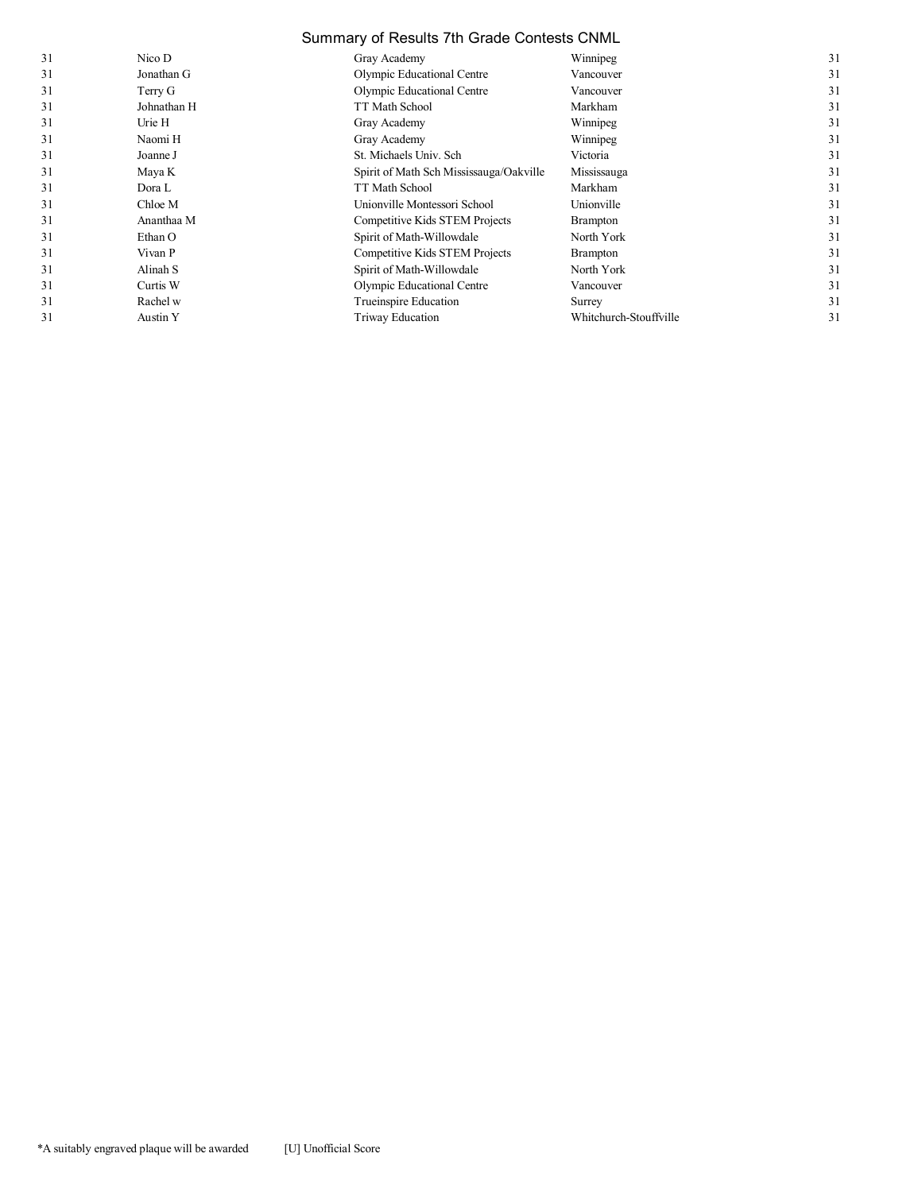# Summary of Results 7th Grade Contests CNML

| | | | | |
|---|---|---|---|---|
| 31 | Nico D | Gray Academy | Winnipeg | 31 |
| 31 | Jonathan G | Olympic Educational Centre | Vancouver | 31 |
| 31 | Terry G | Olympic Educational Centre | Vancouver | 31 |
| 31 | Johnathan H | TT Math School | Markham | 31 |
| 31 | Urie H | Gray Academy | Winnipeg | 31 |
| 31 | Naomi H | Gray Academy | Winnipeg | 31 |
| 31 | Joanne J | St. Michaels Univ. Sch | Victoria | 31 |
| 31 | Maya K | Spirit of Math Sch Mississauga/Oakville | Mississauga | 31 |
| 31 | Dora L | TT Math School | Markham | 31 |
| 31 | Chloe M | Unionville Montessori School | Unionville | 31 |
| 31 | Ananthaa M | Competitive Kids STEM Projects | Brampton | 31 |
| 31 | Ethan O | Spirit of Math-Willowdale | North York | 31 |
| 31 | Vivan P | Competitive Kids STEM Projects | Brampton | 31 |
| 31 | Alinah S | Spirit of Math-Willowdale | North York | 31 |
| 31 | Curtis W | Olympic Educational Centre | Vancouver | 31 |
| 31 | Rachel w | Trueinspire Education | Surrey | 31 |
| 31 | Austin Y | Triway Education | Whitchurch-Stouffville | 31 |

*A suitably engraved plaque will be awarded [U] Unofficial Score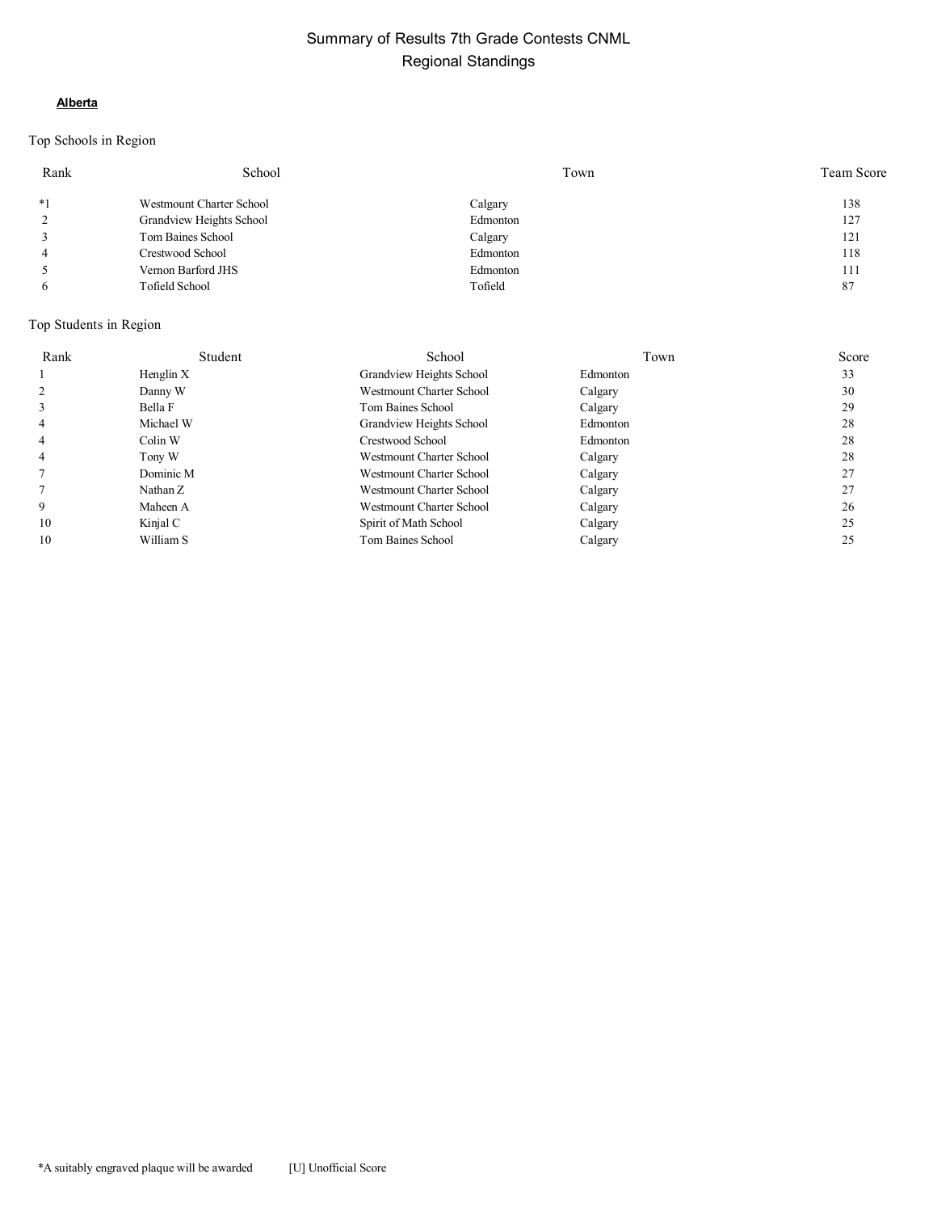# Summary of Results 7th Grade Contests CNML
## Regional Standings

**Alberta**

Top Schools in Region

| Rank | School | Town | Team Score |
|---|---|---|---|
| *1 | Westmount Charter School | Calgary | 138 |
| 2 | Grandview Heights School | Edmonton | 127 |
| 3 | Tom Baines School | Calgary | 121 |
| 4 | Crestwood School | Edmonton | 118 |
| 5 | Vernon Barford JHS | Edmonton | 111 |
| 6 | Tofield School | Tofield | 87 |

Top Students in Region

| Rank | Student | School | Town | Score |
|---|---|---|---|---|
| 1 | Henglin X | Grandview Heights School | Edmonton | 33 |
| 2 | Danny W | Westmount Charter School | Calgary | 30 |
| 3 | Bella F | Tom Baines School | Calgary | 29 |
| 4 | Michael W | Grandview Heights School | Edmonton | 28 |
| 4 | Colin W | Crestwood School | Edmonton | 28 |
| 4 | Tony W | Westmount Charter School | Calgary | 28 |
| 7 | Dominic M | Westmount Charter School | Calgary | 27 |
| 7 | Nathan Z | Westmount Charter School | Calgary | 27 |
| 9 | Maheen A | Westmount Charter School | Calgary | 26 |
| 10 | Kinjal C | Spirit of Math School | Calgary | 25 |
| 10 | William S | Tom Baines School | Calgary | 25 |

*A suitably engraved plaque will be awarded [U] Unofficial Score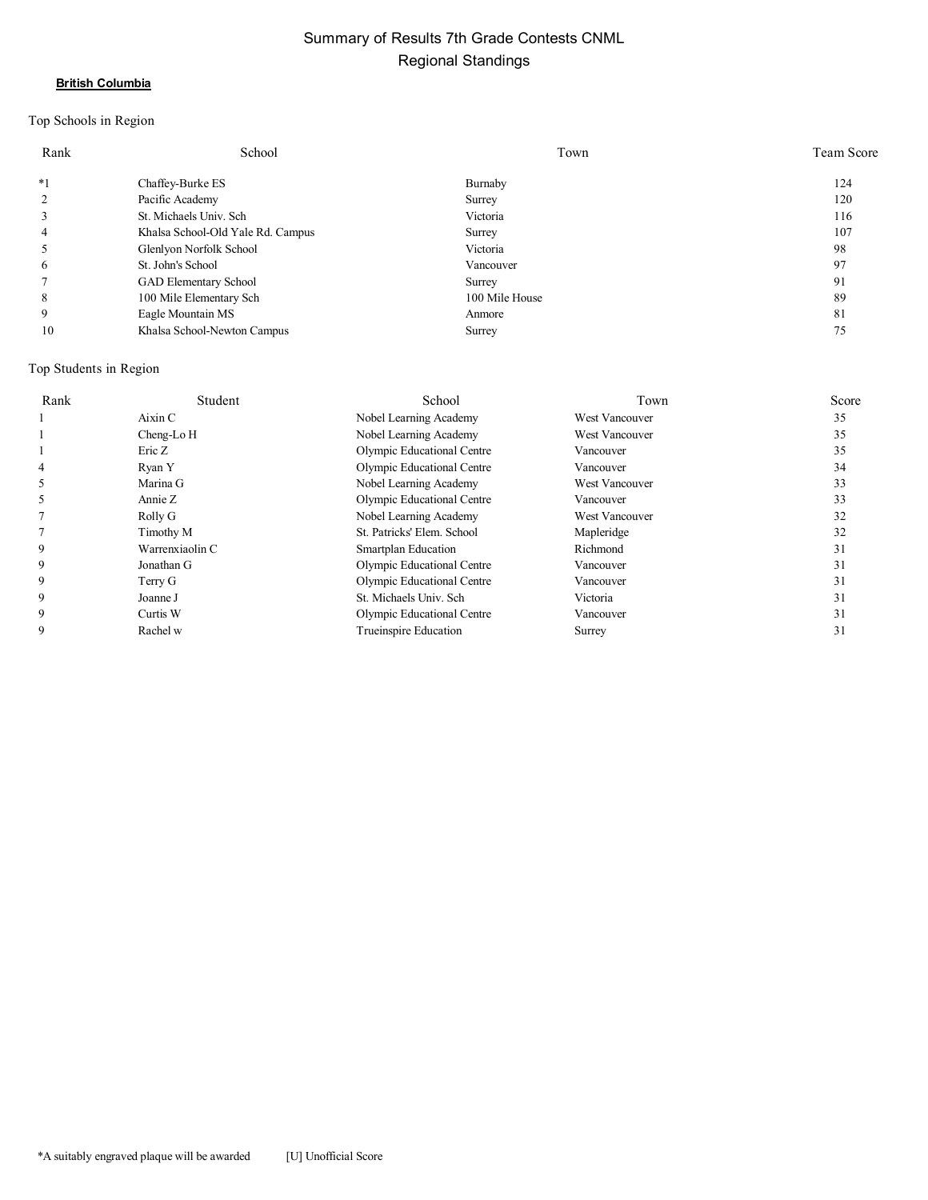# Summary of Results 7th Grade Contests CNML

## Regional Standings

**British Columbia**

Top Schools in Region

| Rank | School | Town | Team Score |
|---|---|---|---|
| *1 | Chaffey-Burke ES | Burnaby | 124 |
| 2 | Pacific Academy | Surrey | 120 |
| 3 | St. Michaels Univ. Sch | Victoria | 116 |
| 4 | Khalsa School-Old Yale Rd. Campus | Surrey | 107 |
| 5 | Glenlyon Norfolk School | Victoria | 98 |
| 6 | St. John's School | Vancouver | 97 |
| 7 | GAD Elementary School | Surrey | 91 |
| 8 | 100 Mile Elementary Sch | 100 Mile House | 89 |
| 9 | Eagle Mountain MS | Anmore | 81 |
| 10 | Khalsa School-Newton Campus | Surrey | 75 |

Top Students in Region

| Rank | Student | School | Town | Score |
|---|---|---|---|---|
| 1 | Aixin C | Nobel Learning Academy | West Vancouver | 35 |
| 1 | Cheng-Lo H | Nobel Learning Academy | West Vancouver | 35 |
| 1 | Eric Z | Olympic Educational Centre | Vancouver | 35 |
| 4 | Ryan Y | Olympic Educational Centre | Vancouver | 34 |
| 5 | Marina G | Nobel Learning Academy | West Vancouver | 33 |
| 5 | Annie Z | Olympic Educational Centre | Vancouver | 33 |
| 7 | Rolly G | Nobel Learning Academy | West Vancouver | 32 |
| 7 | Timothy M | St. Patricks' Elem. School | Mapleridge | 32 |
| 9 | Warrenxiaolin C | Smartplan Education | Richmond | 31 |
| 9 | Jonathan G | Olympic Educational Centre | Vancouver | 31 |
| 9 | Terry G | Olympic Educational Centre | Vancouver | 31 |
| 9 | Joanne J | St. Michaels Univ. Sch | Victoria | 31 |
| 9 | Curtis W | Olympic Educational Centre | Vancouver | 31 |
| 9 | Rachel w | Trueinspire Education | Surrey | 31 |

*A suitably engraved plaque will be awarded      [U] Unofficial Score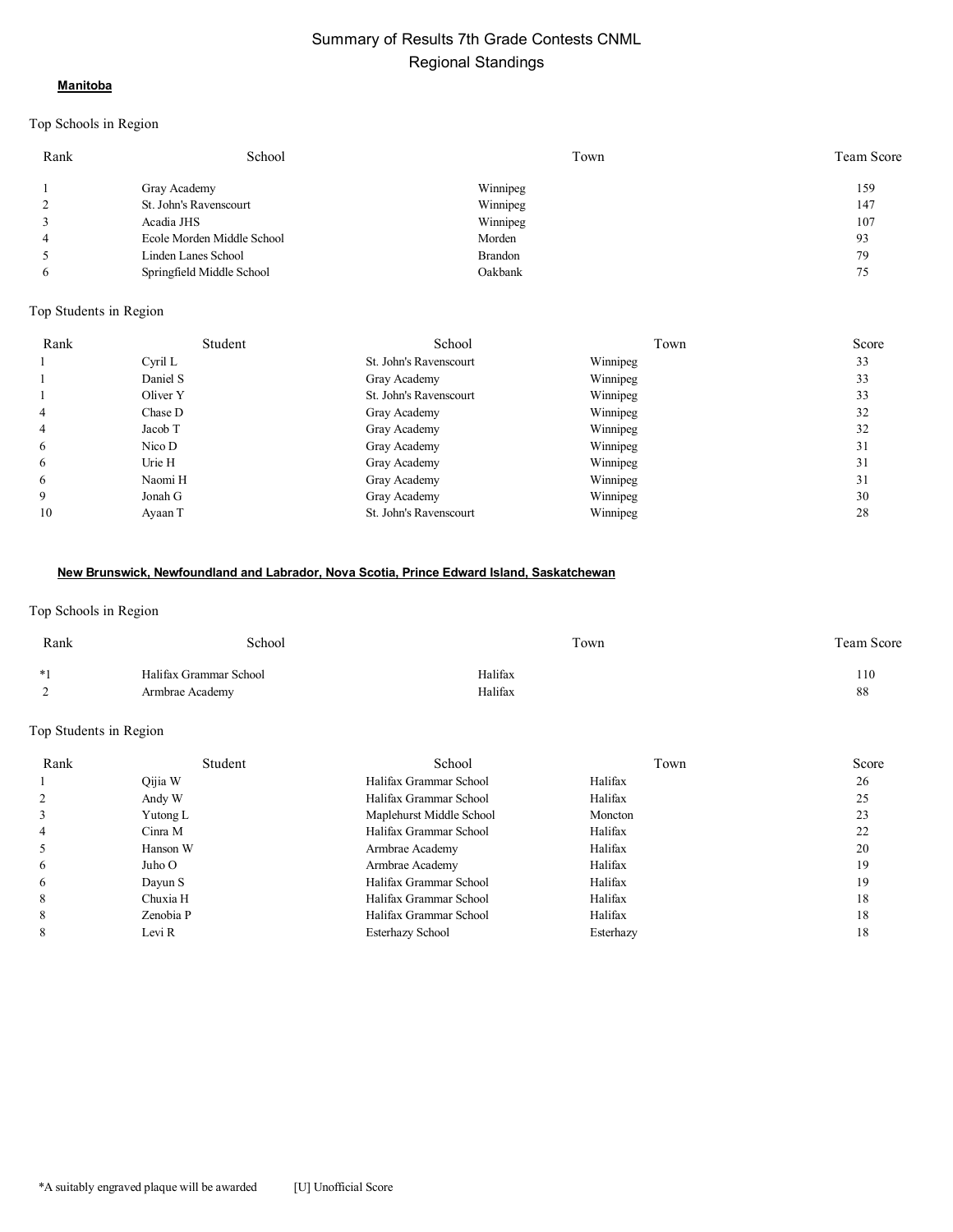# Summary of Results 7th Grade Contests CNML
## Regional Standings

### **Manitoba**

Top Schools in Region

| Rank | School | Town | Team Score |
|---|---|---|---|
| 1 | Gray Academy | Winnipeg | 159 |
| 2 | St. John's Ravenscourt | Winnipeg | 147 |
| 3 | Acadia JHS | Winnipeg | 107 |
| 4 | Ecole Morden Middle School | Morden | 93 |
| 5 | Linden Lanes School | Brandon | 79 |
| 6 | Springfield Middle School | Oakbank | 75 |

Top Students in Region

| Rank | Student | School | Town | Score |
|---|---|---|---|---|
| 1 | Cyril L | St. John's Ravenscourt | Winnipeg | 33 |
| 1 | Daniel S | Gray Academy | Winnipeg | 33 |
| 1 | Oliver Y | St. John's Ravenscourt | Winnipeg | 33 |
| 4 | Chase D | Gray Academy | Winnipeg | 32 |
| 4 | Jacob T | Gray Academy | Winnipeg | 32 |
| 6 | Nico D | Gray Academy | Winnipeg | 31 |
| 6 | Urie H | Gray Academy | Winnipeg | 31 |
| 6 | Naomi H | Gray Academy | Winnipeg | 31 |
| 9 | Jonah G | Gray Academy | Winnipeg | 30 |
| 10 | Ayaan T | St. John's Ravenscourt | Winnipeg | 28 |

### **New Brunswick, Newfoundland and Labrador, Nova Scotia, Prince Edward Island, Saskatchewan**

Top Schools in Region

| Rank | School | Town | Team Score |
|---|---|---|---|
| *1 | Halifax Grammar School | Halifax | 110 |
| 2 | Armbrae Academy | Halifax | 88 |

Top Students in Region

| Rank | Student | School | Town | Score |
|---|---|---|---|---|
| 1 | Qijia W | Halifax Grammar School | Halifax | 26 |
| 2 | Andy W | Halifax Grammar School | Halifax | 25 |
| 3 | Yutong L | Maplehurst Middle School | Moncton | 23 |
| 4 | Cinra M | Halifax Grammar School | Halifax | 22 |
| 5 | Hanson W | Armbrae Academy | Halifax | 20 |
| 6 | Juho O | Armbrae Academy | Halifax | 19 |
| 6 | Dayun S | Halifax Grammar School | Halifax | 19 |
| 8 | Chuxia H | Halifax Grammar School | Halifax | 18 |
| 8 | Zenobia P | Halifax Grammar School | Halifax | 18 |
| 8 | Levi R | Esterhazy School | Esterhazy | 18 |

*A suitably engraved plaque will be awarded [U] Unofficial Score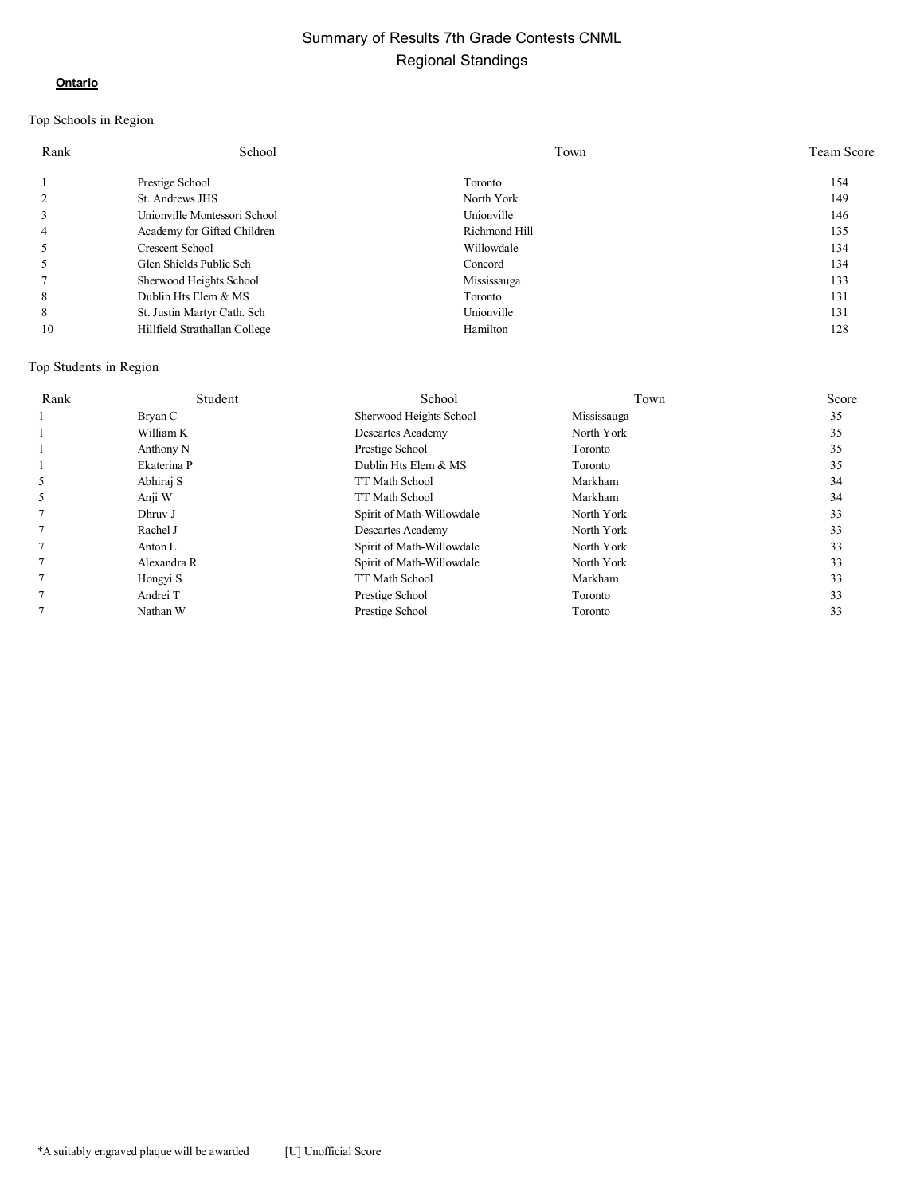# Summary of Results 7th Grade Contests CNML

## Regional Standings

**Ontario**

### Top Schools in Region

| Rank | School | Town | Team Score |
|---|---|---|---|
| 1 | Prestige School | Toronto | 154 |
| 2 | St. Andrews JHS | North York | 149 |
| 3 | Unionville Montessori School | Unionville | 146 |
| 4 | Academy for Gifted Children | Richmond Hill | 135 |
| 5 | Crescent School | Willowdale | 134 |
| 5 | Glen Shields Public Sch | Concord | 134 |
| 7 | Sherwood Heights School | Mississauga | 133 |
| 8 | Dublin Hts Elem & MS | Toronto | 131 |
| 8 | St. Justin Martyr Cath. Sch | Unionville | 131 |
| 10 | Hillfield Strathallan College | Hamilton | 128 |

### Top Students in Region

| Rank | Student | School | Town | Score |
|---|---|---|---|---|
| 1 | Bryan C | Sherwood Heights School | Mississauga | 35 |
| 1 | William K | Descartes Academy | North York | 35 |
| 1 | Anthony N | Prestige School | Toronto | 35 |
| 1 | Ekaterina P | Dublin Hts Elem & MS | Toronto | 35 |
| 5 | Abhiraj S | TT Math School | Markham | 34 |
| 5 | Anji W | TT Math School | Markham | 34 |
| 7 | Dhruv J | Spirit of Math-Willowdale | North York | 33 |
| 7 | Rachel J | Descartes Academy | North York | 33 |
| 7 | Anton L | Spirit of Math-Willowdale | North York | 33 |
| 7 | Alexandra R | Spirit of Math-Willowdale | North York | 33 |
| 7 | Hongyi S | TT Math School | Markham | 33 |
| 7 | Andrei T | Prestige School | Toronto | 33 |
| 7 | Nathan W | Prestige School | Toronto | 33 |

*A suitably engraved plaque will be awarded [U] Unofficial Score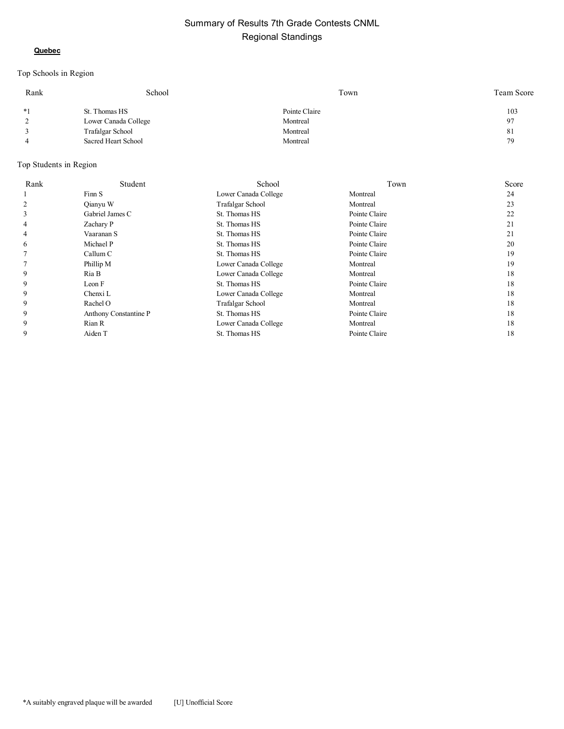# Summary of Results 7th Grade Contests CNML

## Regional Standings

**Quebec**

Top Schools in Region

| Rank | School | Town | Team Score |
|---|---|---|---|
| *1 | St. Thomas HS | Pointe Claire | 103 |
| 2 | Lower Canada College | Montreal | 97 |
| 3 | Trafalgar School | Montreal | 81 |
| 4 | Sacred Heart School | Montreal | 79 |

Top Students in Region

| Rank | Student | School | Town | Score |
|---|---|---|---|---|
| 1 | Finn S | Lower Canada College | Montreal | 24 |
| 2 | Qianyu W | Trafalgar School | Montreal | 23 |
| 3 | Gabriel James C | St. Thomas HS | Pointe Claire | 22 |
| 4 | Zachary P | St. Thomas HS | Pointe Claire | 21 |
| 4 | Vaaranan S | St. Thomas HS | Pointe Claire | 21 |
| 6 | Michael P | St. Thomas HS | Pointe Claire | 20 |
| 7 | Callum C | St. Thomas HS | Pointe Claire | 19 |
| 7 | Phillip M | Lower Canada College | Montreal | 19 |
| 9 | Ria B | Lower Canada College | Montreal | 18 |
| 9 | Leon F | St. Thomas HS | Pointe Claire | 18 |
| 9 | Chenxi L | Lower Canada College | Montreal | 18 |
| 9 | Rachel O | Trafalgar School | Montreal | 18 |
| 9 | Anthony Constantine P | St. Thomas HS | Pointe Claire | 18 |
| 9 | Rian R | Lower Canada College | Montreal | 18 |
| 9 | Aiden T | St. Thomas HS | Pointe Claire | 18 |

*A suitably engraved plaque will be awarded [U] Unofficial Score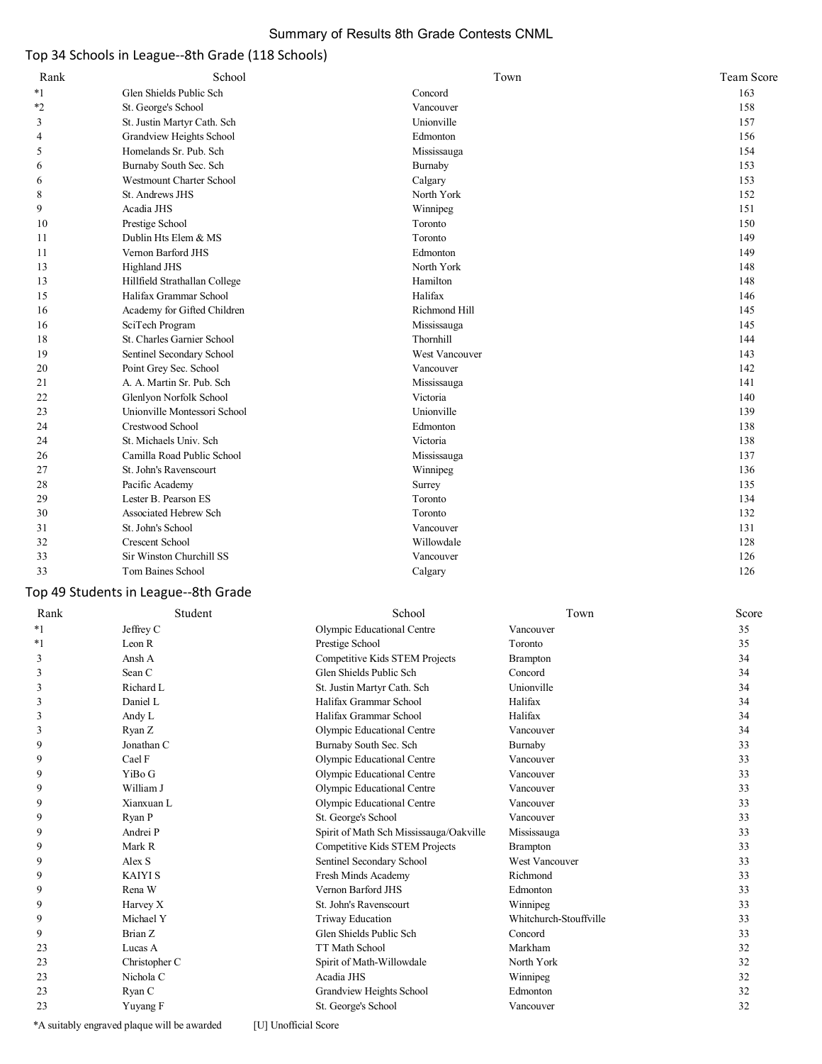# Summary of Results 8th Grade Contests CNML

## Top 34 Schools in League--8th Grade (118 Schools)

| Rank | School | Town | Team Score |
|---|---|---|---|
| *1 | Glen Shields Public Sch | Concord | 163 |
| *2 | St. George's School | Vancouver | 158 |
| 3 | St. Justin Martyr Cath. Sch | Unionville | 157 |
| 4 | Grandview Heights School | Edmonton | 156 |
| 5 | Homelands Sr. Pub. Sch | Mississauga | 154 |
| 6 | Burnaby South Sec. Sch | Burnaby | 153 |
| 6 | Westmount Charter School | Calgary | 153 |
| 8 | St. Andrews JHS | North York | 152 |
| 9 | Acadia JHS | Winnipeg | 151 |
| 10 | Prestige School | Toronto | 150 |
| 11 | Dublin Hts Elem & MS | Toronto | 149 |
| 11 | Vernon Barford JHS | Edmonton | 149 |
| 13 | Highland JHS | North York | 148 |
| 13 | Hillfield Strathallan College | Hamilton | 148 |
| 15 | Halifax Grammar School | Halifax | 146 |
| 16 | Academy for Gifted Children | Richmond Hill | 145 |
| 16 | SciTech Program | Mississauga | 145 |
| 18 | St. Charles Garnier School | Thornhill | 144 |
| 19 | Sentinel Secondary School | West Vancouver | 143 |
| 20 | Point Grey Sec. School | Vancouver | 142 |
| 21 | A. A. Martin Sr. Pub. Sch | Mississauga | 141 |
| 22 | Glenlyon Norfolk School | Victoria | 140 |
| 23 | Unionville Montessori School | Unionville | 139 |
| 24 | Crestwood School | Edmonton | 138 |
| 24 | St. Michaels Univ. Sch | Victoria | 138 |
| 26 | Camilla Road Public School | Mississauga | 137 |
| 27 | St. John's Ravenscourt | Winnipeg | 136 |
| 28 | Pacific Academy | Surrey | 135 |
| 29 | Lester B. Pearson ES | Toronto | 134 |
| 30 | Associated Hebrew Sch | Toronto | 132 |
| 31 | St. John's School | Vancouver | 131 |
| 32 | Crescent School | Willowdale | 128 |
| 33 | Sir Winston Churchill SS | Vancouver | 126 |
| 33 | Tom Baines School | Calgary | 126 |

## Top 49 Students in League--8th Grade

| Rank | Student | School | Town | Score |
|---|---|---|---|---|
| *1 | Jeffrey C | Olympic Educational Centre | Vancouver | 35 |
| *1 | Leon R | Prestige School | Toronto | 35 |
| 3 | Ansh A | Competitive Kids STEM Projects | Brampton | 34 |
| 3 | Sean C | Glen Shields Public Sch | Concord | 34 |
| 3 | Richard L | St. Justin Martyr Cath. Sch | Unionville | 34 |
| 3 | Daniel L | Halifax Grammar School | Halifax | 34 |
| 3 | Andy L | Halifax Grammar School | Halifax | 34 |
| 3 | Ryan Z | Olympic Educational Centre | Vancouver | 34 |
| 9 | Jonathan C | Burnaby South Sec. Sch | Burnaby | 33 |
| 9 | Cael F | Olympic Educational Centre | Vancouver | 33 |
| 9 | YiBo G | Olympic Educational Centre | Vancouver | 33 |
| 9 | William J | Olympic Educational Centre | Vancouver | 33 |
| 9 | Xianxuan L | Olympic Educational Centre | Vancouver | 33 |
| 9 | Ryan P | St. George's School | Vancouver | 33 |
| 9 | Andrei P | Spirit of Math Sch Mississauga/Oakville | Mississauga | 33 |
| 9 | Mark R | Competitive Kids STEM Projects | Brampton | 33 |
| 9 | Alex S | Sentinel Secondary School | West Vancouver | 33 |
| 9 | KAIYI S | Fresh Minds Academy | Richmond | 33 |
| 9 | Rena W | Vernon Barford JHS | Edmonton | 33 |
| 9 | Harvey X | St. John's Ravenscourt | Winnipeg | 33 |
| 9 | Michael Y | Triway Education | Whitchurch-Stouffville | 33 |
| 9 | Brian Z | Glen Shields Public Sch | Concord | 33 |
| 23 | Lucas A | TT Math School | Markham | 32 |
| 23 | Christopher C | Spirit of Math-Willowdale | North York | 32 |
| 23 | Nichola C | Acadia JHS | Winnipeg | 32 |
| 23 | Ryan C | Grandview Heights School | Edmonton | 32 |
| 23 | Yuyang F | St. George's School | Vancouver | 32 |

*A suitably engraved plaque will be awarded [U] Unofficial Score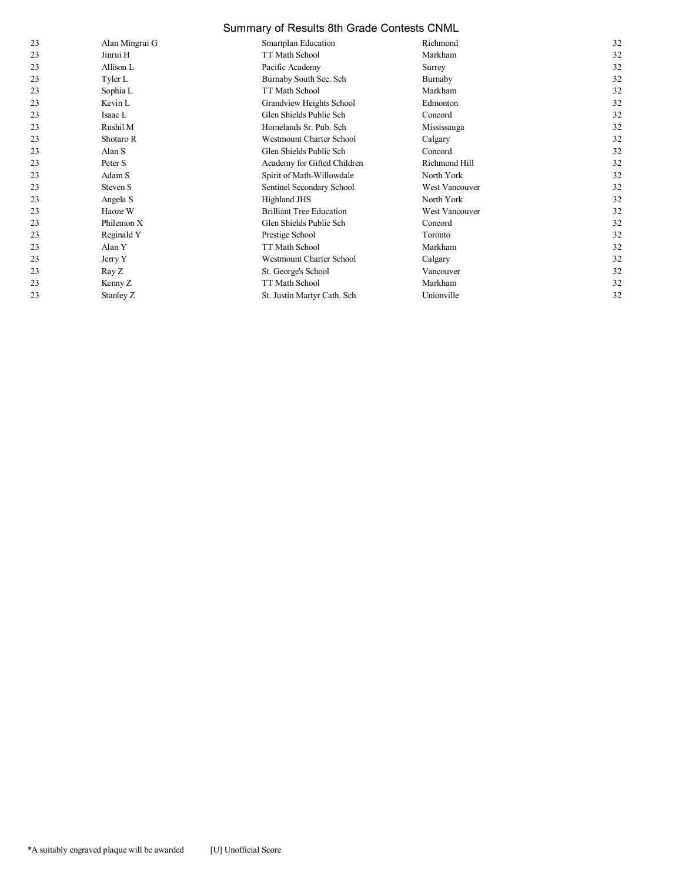| | | | | |
|---|---|---|---|---|
| 23 | Alan Mingrui G | Smartplan Education | Richmond | 32 |
| 23 | Jinrui H | TT Math School | Markham | 32 |
| 23 | Allison L | Pacific Academy | Surrey | 32 |
| 23 | Tyler L | Burnaby South Sec. Sch | Burnaby | 32 |
| 23 | Sophia L | TT Math School | Markham | 32 |
| 23 | Kevin L | Grandview Heights School | Edmonton | 32 |
| 23 | Isaac L | Glen Shields Public Sch | Concord | 32 |
| 23 | Rushil M | Homelands Sr. Pub. Sch | Mississauga | 32 |
| 23 | Shotaro R | Westmount Charter School | Calgary | 32 |
| 23 | Alan S | Glen Shields Public Sch | Concord | 32 |
| 23 | Peter S | Academy for Gifted Children | Richmond Hill | 32 |
| 23 | Adam S | Spirit of Math-Willowdale | North York | 32 |
| 23 | Steven S | Sentinel Secondary School | West Vancouver | 32 |
| 23 | Angela S | Highland JHS | North York | 32 |
| 23 | Haoze W | Brilliant Tree Education | West Vancouver | 32 |
| 23 | Philemon X | Glen Shields Public Sch | Concord | 32 |
| 23 | Reginald Y | Prestige School | Toronto | 32 |
| 23 | Alan Y | TT Math School | Markham | 32 |
| 23 | Jerry Y | Westmount Charter School | Calgary | 32 |
| 23 | Ray Z | St. George's School | Vancouver | 32 |
| 23 | Kenny Z | TT Math School | Markham | 32 |
| 23 | Stanley Z | St. Justin Martyr Cath. Sch | Unionville | 32 |

*A suitably engraved plaque will be awarded     [U] Unofficial Score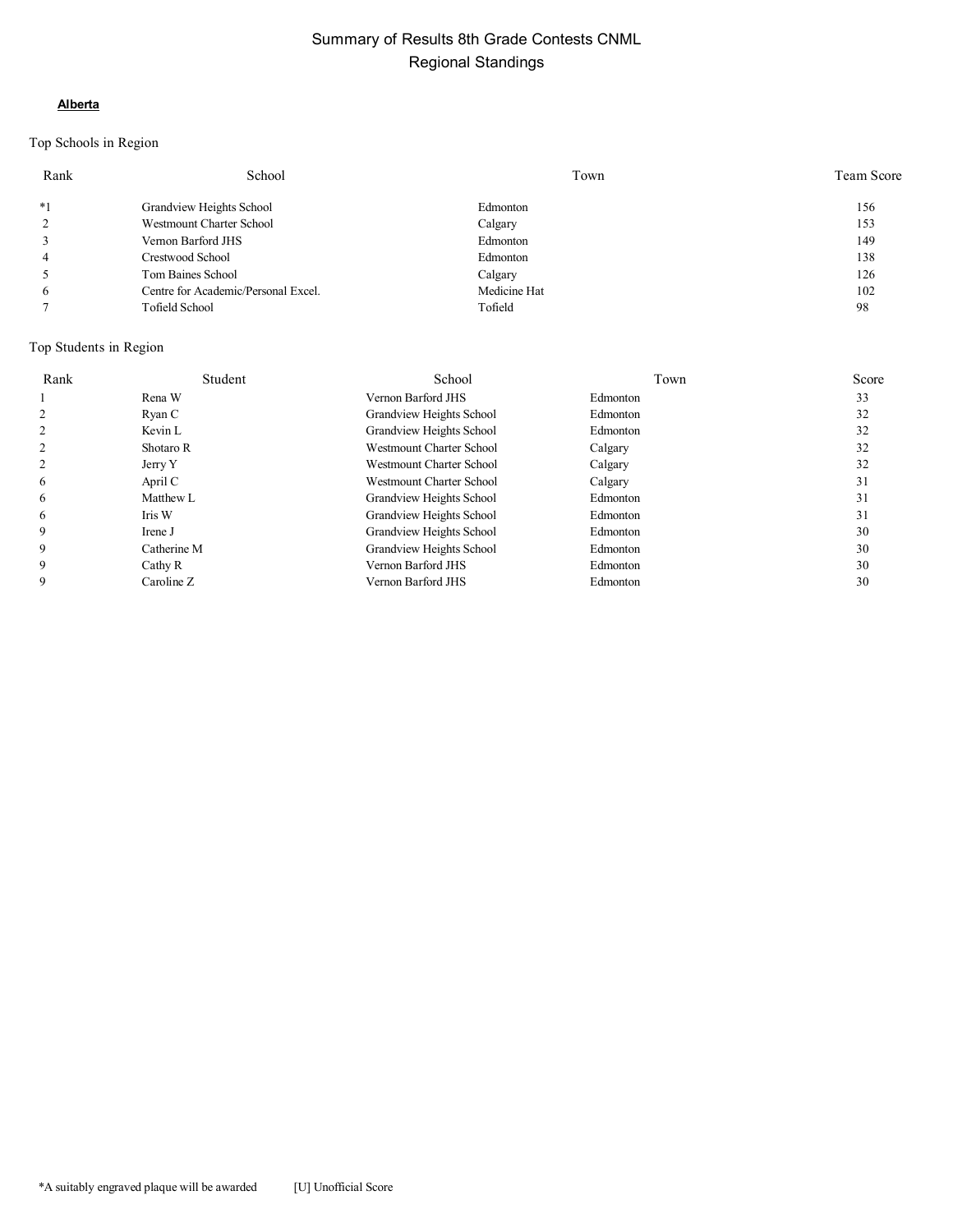# Summary of Results 8th Grade Contests CNML
## Regional Standings

**Alberta**

Top Schools in Region

| Rank | School | Town | Team Score |
|---|---|---|---|
| *1 | Grandview Heights School | Edmonton | 156 |
| 2 | Westmount Charter School | Calgary | 153 |
| 3 | Vernon Barford JHS | Edmonton | 149 |
| 4 | Crestwood School | Edmonton | 138 |
| 5 | Tom Baines School | Calgary | 126 |
| 6 | Centre for Academic/Personal Excel. | Medicine Hat | 102 |
| 7 | Tofield School | Tofield | 98 |

Top Students in Region

| Rank | Student | School | Town | Score |
|---|---|---|---|---|
| 1 | Rena W | Vernon Barford JHS | Edmonton | 33 |
| 2 | Ryan C | Grandview Heights School | Edmonton | 32 |
| 2 | Kevin L | Grandview Heights School | Edmonton | 32 |
| 2 | Shotaro R | Westmount Charter School | Calgary | 32 |
| 2 | Jerry Y | Westmount Charter School | Calgary | 32 |
| 6 | April C | Westmount Charter School | Calgary | 31 |
| 6 | Matthew L | Grandview Heights School | Edmonton | 31 |
| 6 | Iris W | Grandview Heights School | Edmonton | 31 |
| 9 | Irene J | Grandview Heights School | Edmonton | 30 |
| 9 | Catherine M | Grandview Heights School | Edmonton | 30 |
| 9 | Cathy R | Vernon Barford JHS | Edmonton | 30 |
| 9 | Caroline Z | Vernon Barford JHS | Edmonton | 30 |

*A suitably engraved plaque will be awarded [U] Unofficial Score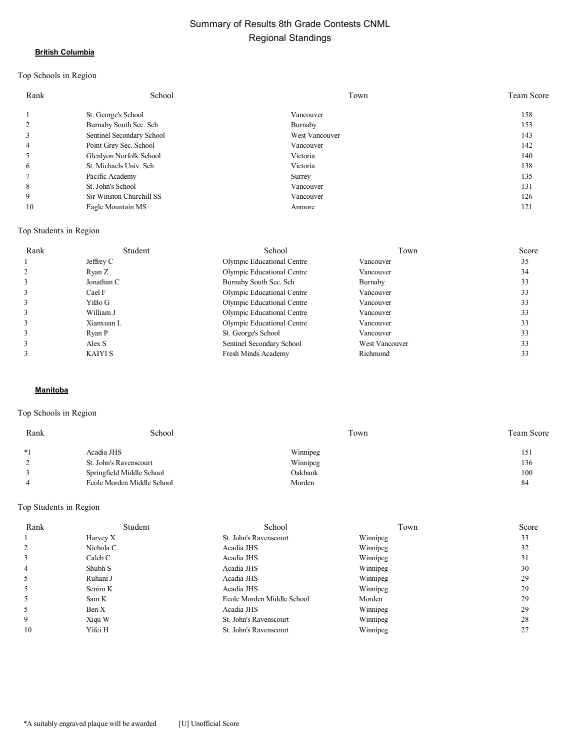# Summary of Results 8th Grade Contests CNML

## Regional Standings

### British Columbia

Top Schools in Region

| Rank | School | Town | Team Score |
|---|---|---|---|
| 1 | St. George's School | Vancouver | 158 |
| 2 | Burnaby South Sec. Sch | Burnaby | 153 |
| 3 | Sentinel Secondary School | West Vancouver | 143 |
| 4 | Point Grey Sec. School | Vancouver | 142 |
| 5 | Glenlyon Norfolk School | Victoria | 140 |
| 6 | St. Michaels Univ. Sch | Victoria | 138 |
| 7 | Pacific Academy | Surrey | 135 |
| 8 | St. John's School | Vancouver | 131 |
| 9 | Sir Winston Churchill SS | Vancouver | 126 |
| 10 | Eagle Mountain MS | Anmore | 121 |

Top Students in Region

| Rank | Student | School | Town | Score |
|---|---|---|---|---|
| 1 | Jeffrey C | Olympic Educational Centre | Vancouver | 35 |
| 2 | Ryan Z | Olympic Educational Centre | Vancouver | 34 |
| 3 | Jonathan C | Burnaby South Sec. Sch | Burnaby | 33 |
| 3 | Cael F | Olympic Educational Centre | Vancouver | 33 |
| 3 | YiBo G | Olympic Educational Centre | Vancouver | 33 |
| 3 | William J | Olympic Educational Centre | Vancouver | 33 |
| 3 | Xianxuan L | Olympic Educational Centre | Vancouver | 33 |
| 3 | Ryan P | St. George's School | Vancouver | 33 |
| 3 | Alex S | Sentinel Secondary School | West Vancouver | 33 |
| 3 | KAIYI S | Fresh Minds Academy | Richmond | 33 |

### Manitoba

Top Schools in Region

| Rank | School | Town | Team Score |
|---|---|---|---|
| *1 | Acadia JHS | Winnipeg | 151 |
| 2 | St. John's Ravenscourt | Winnipeg | 136 |
| 3 | Springfield Middle School | Oakbank | 100 |
| 4 | Ecole Morden Middle School | Morden | 84 |

Top Students in Region

| Rank | Student | School | Town | Score |
|---|---|---|---|---|
| 1 | Harvey X | St. John's Ravenscourt | Winnipeg | 33 |
| 2 | Nichola C | Acadia JHS | Winnipeg | 32 |
| 3 | Caleb C | Acadia JHS | Winnipeg | 31 |
| 4 | Shubh S | Acadia JHS | Winnipeg | 30 |
| 5 | Ruhani J | Acadia JHS | Winnipeg | 29 |
| 5 | Seniru K | Acadia JHS | Winnipeg | 29 |
| 5 | Sam K | Ecole Morden Middle School | Morden | 29 |
| 5 | Ben X | Acadia JHS | Winnipeg | 29 |
| 9 | Xiqu W | St. John's Ravenscourt | Winnipeg | 28 |
| 10 | Yifei H | St. John's Ravenscourt | Winnipeg | 27 |

*A suitably engraved plaque will be awarded [U] Unofficial Score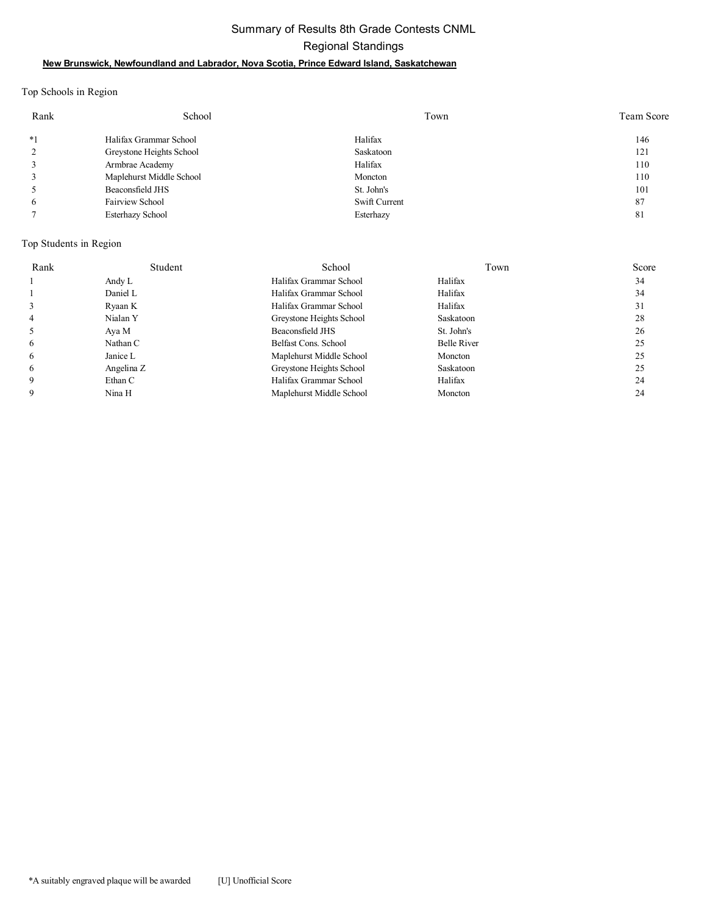# Summary of Results 8th Grade Contests CNML

## Regional Standings

**New Brunswick, Newfoundland and Labrador, Nova Scotia, Prince Edward Island, Saskatchewan**

Top Schools in Region

| Rank | School | Town | Team Score |
|---|---|---|---|
| *1 | Halifax Grammar School | Halifax | 146 |
| 2 | Greystone Heights School | Saskatoon | 121 |
| 3 | Armbrae Academy | Halifax | 110 |
| 3 | Maplehurst Middle School | Moncton | 110 |
| 5 | Beaconsfield JHS | St. John's | 101 |
| 6 | Fairview School | Swift Current | 87 |
| 7 | Esterhazy School | Esterhazy | 81 |

Top Students in Region

| Rank | Student | School | Town | Score |
|---|---|---|---|---|
| 1 | Andy L | Halifax Grammar School | Halifax | 34 |
| 1 | Daniel L | Halifax Grammar School | Halifax | 34 |
| 3 | Ryaan K | Halifax Grammar School | Halifax | 31 |
| 4 | Nialan Y | Greystone Heights School | Saskatoon | 28 |
| 5 | Aya M | Beaconsfield JHS | St. John's | 26 |
| 6 | Nathan C | Belfast Cons. School | Belle River | 25 |
| 6 | Janice L | Maplehurst Middle School | Moncton | 25 |
| 6 | Angelina Z | Greystone Heights School | Saskatoon | 25 |
| 9 | Ethan C | Halifax Grammar School | Halifax | 24 |
| 9 | Nina H | Maplehurst Middle School | Moncton | 24 |

*A suitably engraved plaque will be awarded [U] Unofficial Score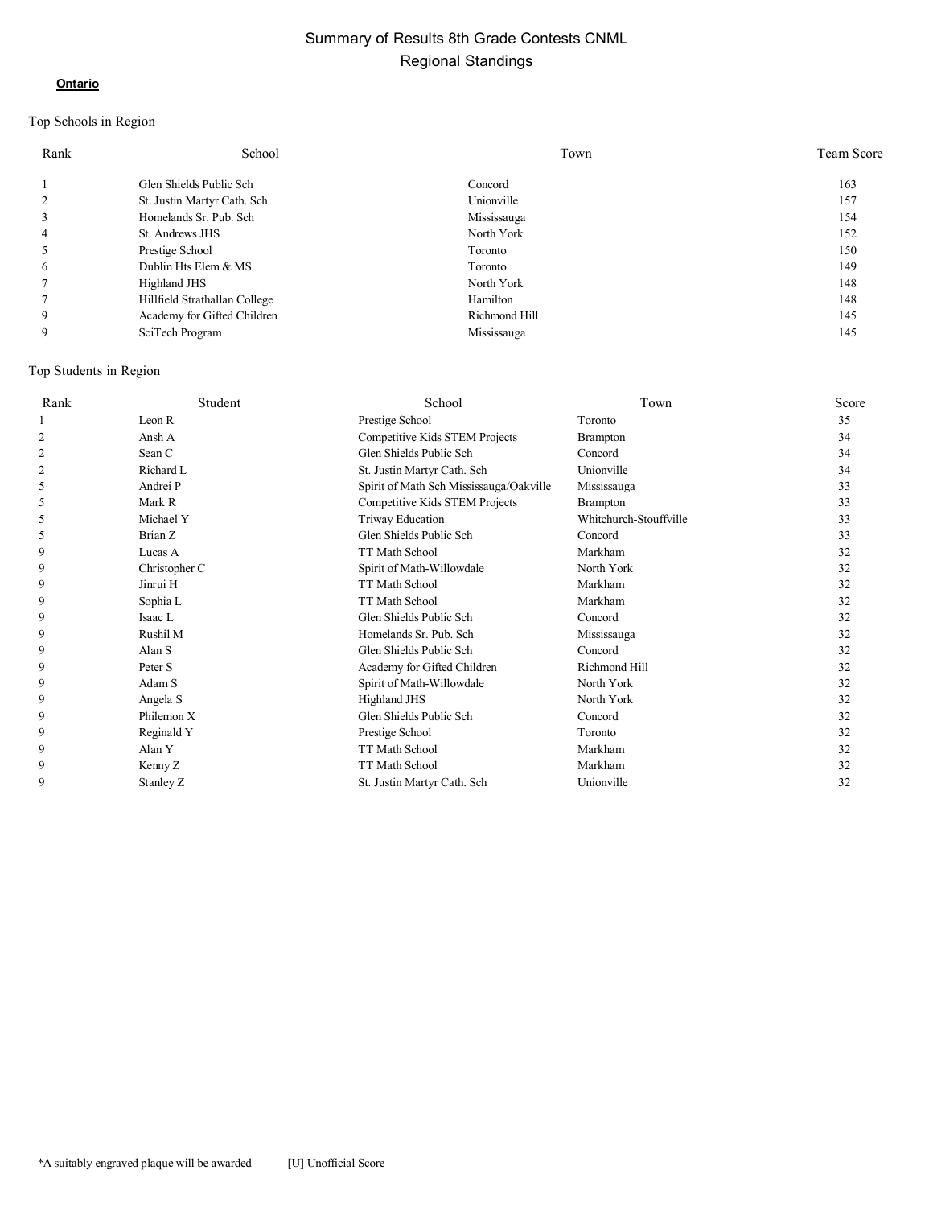# Summary of Results 8th Grade Contests CNML
## Regional Standings

**Ontario**

Top Schools in Region

| Rank | School | Town | Team Score |
|---|---|---|---|
| 1 | Glen Shields Public Sch | Concord | 163 |
| 2 | St. Justin Martyr Cath. Sch | Unionville | 157 |
| 3 | Homelands Sr. Pub. Sch | Mississauga | 154 |
| 4 | St. Andrews JHS | North York | 152 |
| 5 | Prestige School | Toronto | 150 |
| 6 | Dublin Hts Elem & MS | Toronto | 149 |
| 7 | Highland JHS | North York | 148 |
| 7 | Hillfield Strathallan College | Hamilton | 148 |
| 9 | Academy for Gifted Children | Richmond Hill | 145 |
| 9 | SciTech Program | Mississauga | 145 |

Top Students in Region

| Rank | Student | School | Town | Score |
|---|---|---|---|---|
| 1 | Leon R | Prestige School | Toronto | 35 |
| 2 | Ansh A | Competitive Kids STEM Projects | Brampton | 34 |
| 2 | Sean C | Glen Shields Public Sch | Concord | 34 |
| 2 | Richard L | St. Justin Martyr Cath. Sch | Unionville | 34 |
| 5 | Andrei P | Spirit of Math Sch Mississauga/Oakville | Mississauga | 33 |
| 5 | Mark R | Competitive Kids STEM Projects | Brampton | 33 |
| 5 | Michael Y | Triway Education | Whitchurch-Stouffville | 33 |
| 5 | Brian Z | Glen Shields Public Sch | Concord | 33 |
| 9 | Lucas A | TT Math School | Markham | 32 |
| 9 | Christopher C | Spirit of Math-Willowdale | North York | 32 |
| 9 | Jinrui H | TT Math School | Markham | 32 |
| 9 | Sophia L | TT Math School | Markham | 32 |
| 9 | Isaac L | Glen Shields Public Sch | Concord | 32 |
| 9 | Rushil M | Homelands Sr. Pub. Sch | Mississauga | 32 |
| 9 | Alan S | Glen Shields Public Sch | Concord | 32 |
| 9 | Peter S | Academy for Gifted Children | Richmond Hill | 32 |
| 9 | Adam S | Spirit of Math-Willowdale | North York | 32 |
| 9 | Angela S | Highland JHS | North York | 32 |
| 9 | Philemon X | Glen Shields Public Sch | Concord | 32 |
| 9 | Reginald Y | Prestige School | Toronto | 32 |
| 9 | Alan Y | TT Math School | Markham | 32 |
| 9 | Kenny Z | TT Math School | Markham | 32 |
| 9 | Stanley Z | St. Justin Martyr Cath. Sch | Unionville | 32 |

*A suitably engraved plaque will be awarded [U] Unofficial Score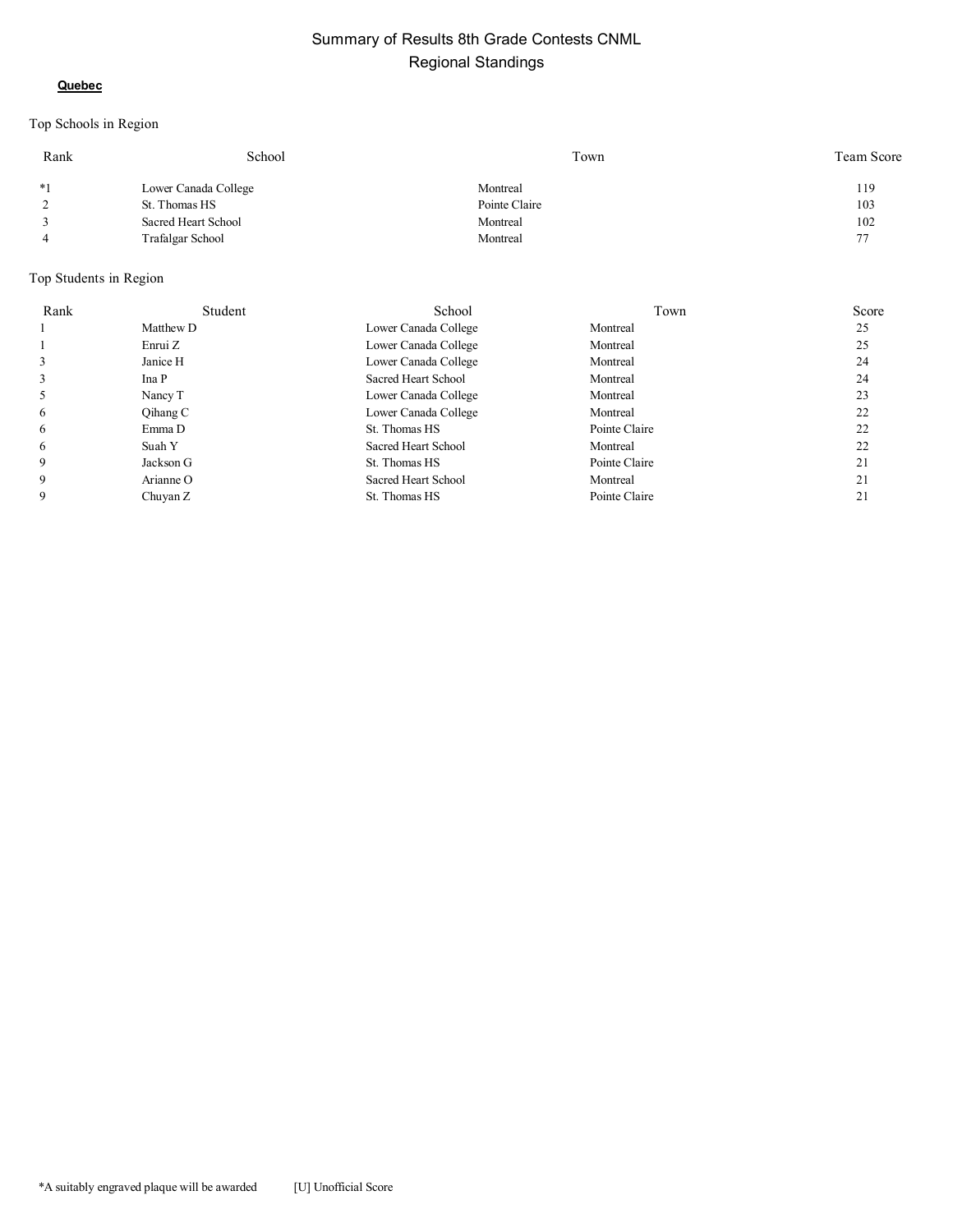# Summary of Results 8th Grade Contests CNML

## Regional Standings

**Quebec**

Top Schools in Region

| Rank | School | Town | Team Score |
|---|---|---|---|
| *1 | Lower Canada College | Montreal | 119 |
| 2 | St. Thomas HS | Pointe Claire | 103 |
| 3 | Sacred Heart School | Montreal | 102 |
| 4 | Trafalgar School | Montreal | 77 |

Top Students in Region

| Rank | Student | School | Town | Score |
|---|---|---|---|---|
| 1 | Matthew D | Lower Canada College | Montreal | 25 |
| 1 | Enrui Z | Lower Canada College | Montreal | 25 |
| 3 | Janice H | Lower Canada College | Montreal | 24 |
| 3 | Ina P | Sacred Heart School | Montreal | 24 |
| 5 | Nancy T | Lower Canada College | Montreal | 23 |
| 6 | Qihang C | Lower Canada College | Montreal | 22 |
| 6 | Emma D | St. Thomas HS | Pointe Claire | 22 |
| 6 | Suah Y | Sacred Heart School | Montreal | 22 |
| 9 | Jackson G | St. Thomas HS | Pointe Claire | 21 |
| 9 | Arianne O | Sacred Heart School | Montreal | 21 |
| 9 | Chuyan Z | St. Thomas HS | Pointe Claire | 21 |

*A suitably engraved plaque will be awarded [U] Unofficial Score